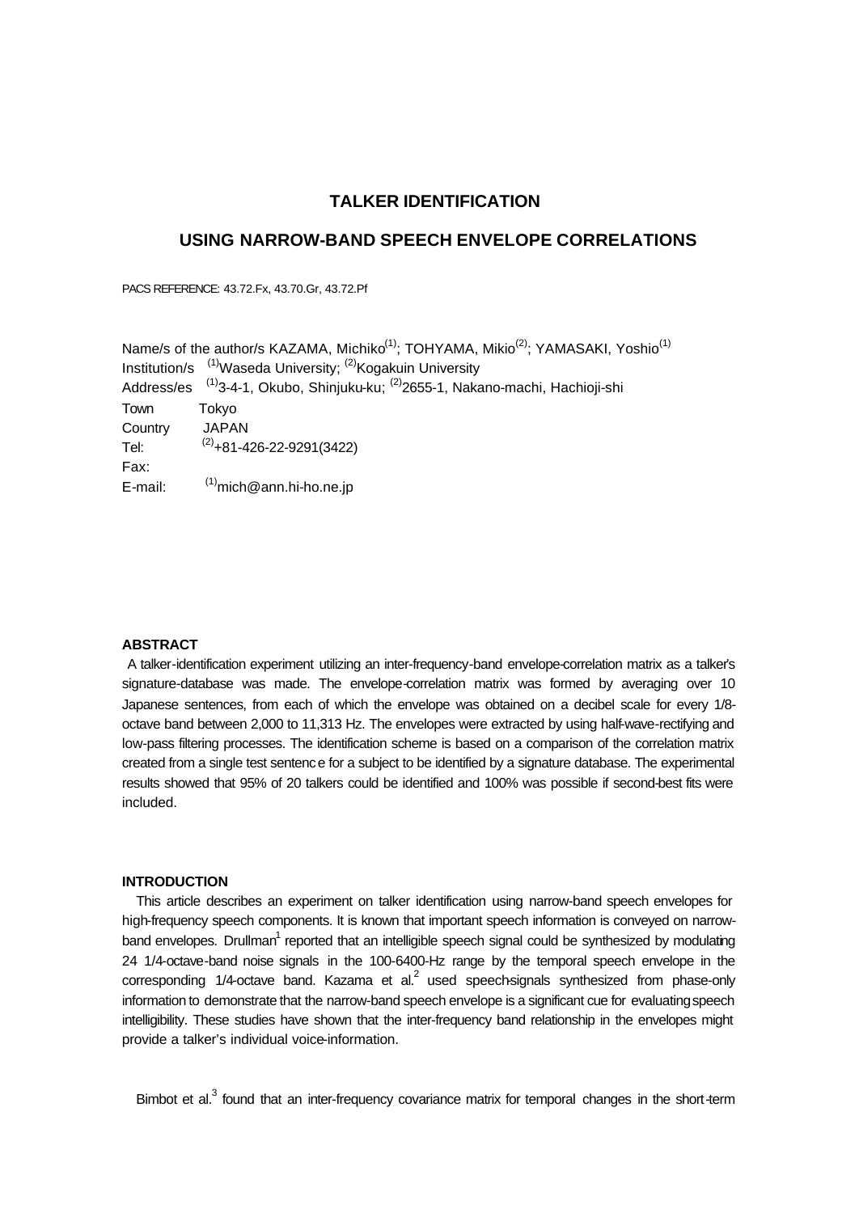# TALKER IDENTIFICATION

# USING NARROW-BAND SPEECH ENVELOPE CORRELATIONS

PACS REFERENCE: 43.72.Fx, 43.70.Gr, 43.72.Pf

Name/s of the author/s KAZAMA, Michiko[(1)]; TOHYAMA, Mikio[(2)]; YAMASAKI, Yoshio[(1)]
Institution/s [(1)]Waseda University; [(2)]Kogakuin University
Address/es [(1)]3-4-1, Okubo, Shinjuku-ku; [(2)]2655-1, Nakano-machi, Hachioji-shi
Town Tokyo
Country JAPAN
Tel: [(2)]+81-426-22-9291(3422)
Fax:
E-mail: [(1)]mich@ann.hi-ho.ne.jp

## ABSTRACT

A talker-identification experiment utilizing an inter-frequency-band envelope-correlation matrix as a talker's signature-database was made. The envelope-correlation matrix was formed by averaging over 10 Japanese sentences, from each of which the envelope was obtained on a decibel scale for every 1/8-octave band between 2,000 to 11,313 Hz. The envelopes were extracted by using half-wave-rectifying and low-pass filtering processes. The identification scheme is based on a comparison of the correlation matrix created from a single test sentenc e for a subject to be identified by a signature database. The experimental results showed that 95% of 20 talkers could be identified and 100% was possible if second-best fits were included.

## INTRODUCTION

This article describes an experiment on talker identification using narrow-band speech envelopes for high-frequency speech components. It is known that important speech information is conveyed on narrow-band envelopes. Drullman[1] reported that an intelligible speech signal could be synthesized by modulating 24 1/4-octave-band noise signals in the 100-6400-Hz range by the temporal speech envelope in the corresponding 1/4-octave band. Kazama et al.[2] used speech-signals synthesized from phase-only information to demonstrate that the narrow-band speech envelope is a significant cue for evaluating speech intelligibility. These studies have shown that the inter-frequency band relationship in the envelopes might provide a talker's individual voice-information.

Bimbot et al.[3] found that an inter-frequency covariance matrix for temporal changes in the short-term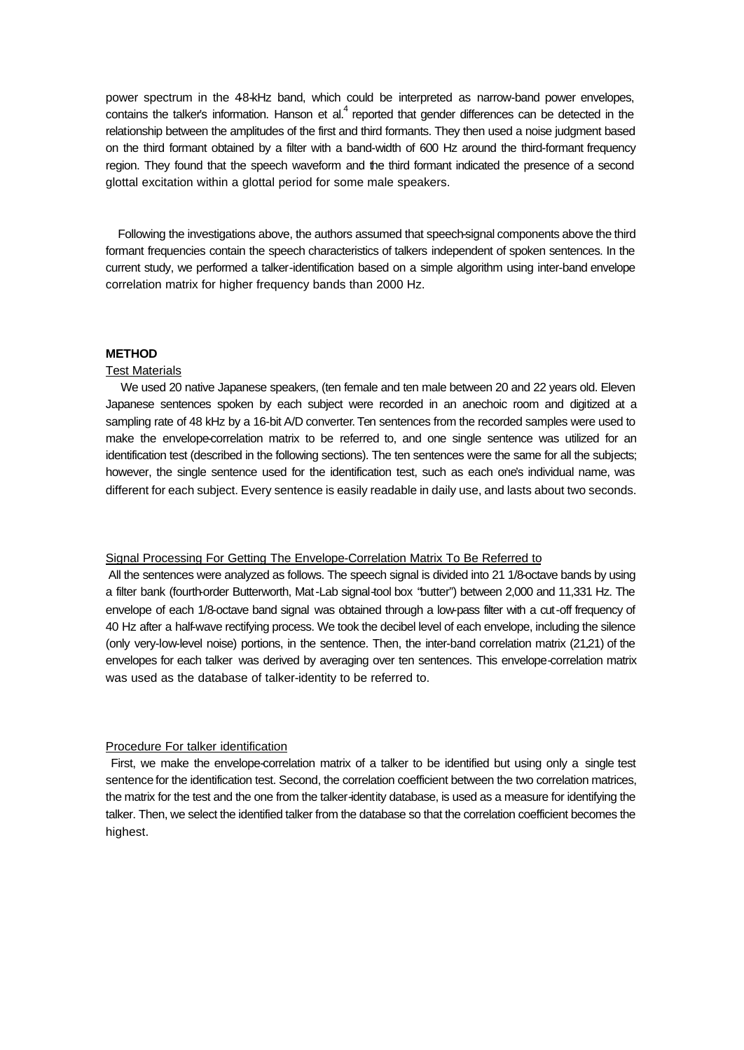power spectrum in the 4-8-kHz band, which could be interpreted as narrow-band power envelopes, contains the talker's information. Hanson et al.[4] reported that gender differences can be detected in the relationship between the amplitudes of the first and third formants. They then used a noise judgment based on the third formant obtained by a filter with a band-width of 600 Hz around the third-formant frequency region. They found that the speech waveform and the third formant indicated the presence of a second glottal excitation within a glottal period for some male speakers.

Following the investigations above, the authors assumed that speech-signal components above the third formant frequencies contain the speech characteristics of talkers independent of spoken sentences. In the current study, we performed a talker-identification based on a simple algorithm using inter-band envelope correlation matrix for higher frequency bands than 2000 Hz.

## METHOD

### Test Materials

We used 20 native Japanese speakers, (ten female and ten male between 20 and 22 years old. Eleven Japanese sentences spoken by each subject were recorded in an anechoic room and digitized at a sampling rate of 48 kHz by a 16-bit A/D converter. Ten sentences from the recorded samples were used to make the envelope-correlation matrix to be referred to, and one single sentence was utilized for an identification test (described in the following sections). The ten sentences were the same for all the subjects; however, the single sentence used for the identification test, such as each one's individual name, was different for each subject. Every sentence is easily readable in daily use, and lasts about two seconds.

### Signal Processing For Getting The Envelope-Correlation Matrix To Be Referred to

All the sentences were analyzed as follows. The speech signal is divided into 21 1/8-octave bands by using a filter bank (fourth-order Butterworth, Mat-Lab signal-tool box "butter") between 2,000 and 11,331 Hz. The envelope of each 1/8-octave band signal was obtained through a low-pass filter with a cut-off frequency of 40 Hz after a half-wave rectifying process. We took the decibel level of each envelope, including the silence (only very-low-level noise) portions, in the sentence. Then, the inter-band correlation matrix (21,21) of the envelopes for each talker was derived by averaging over ten sentences. This envelope-correlation matrix was used as the database of talker-identity to be referred to.

### Procedure For talker identification

First, we make the envelope-correlation matrix of a talker to be identified but using only a single test sentence for the identification test. Second, the correlation coefficient between the two correlation matrices, the matrix for the test and the one from the talker-identity database, is used as a measure for identifying the talker. Then, we select the identified talker from the database so that the correlation coefficient becomes the highest.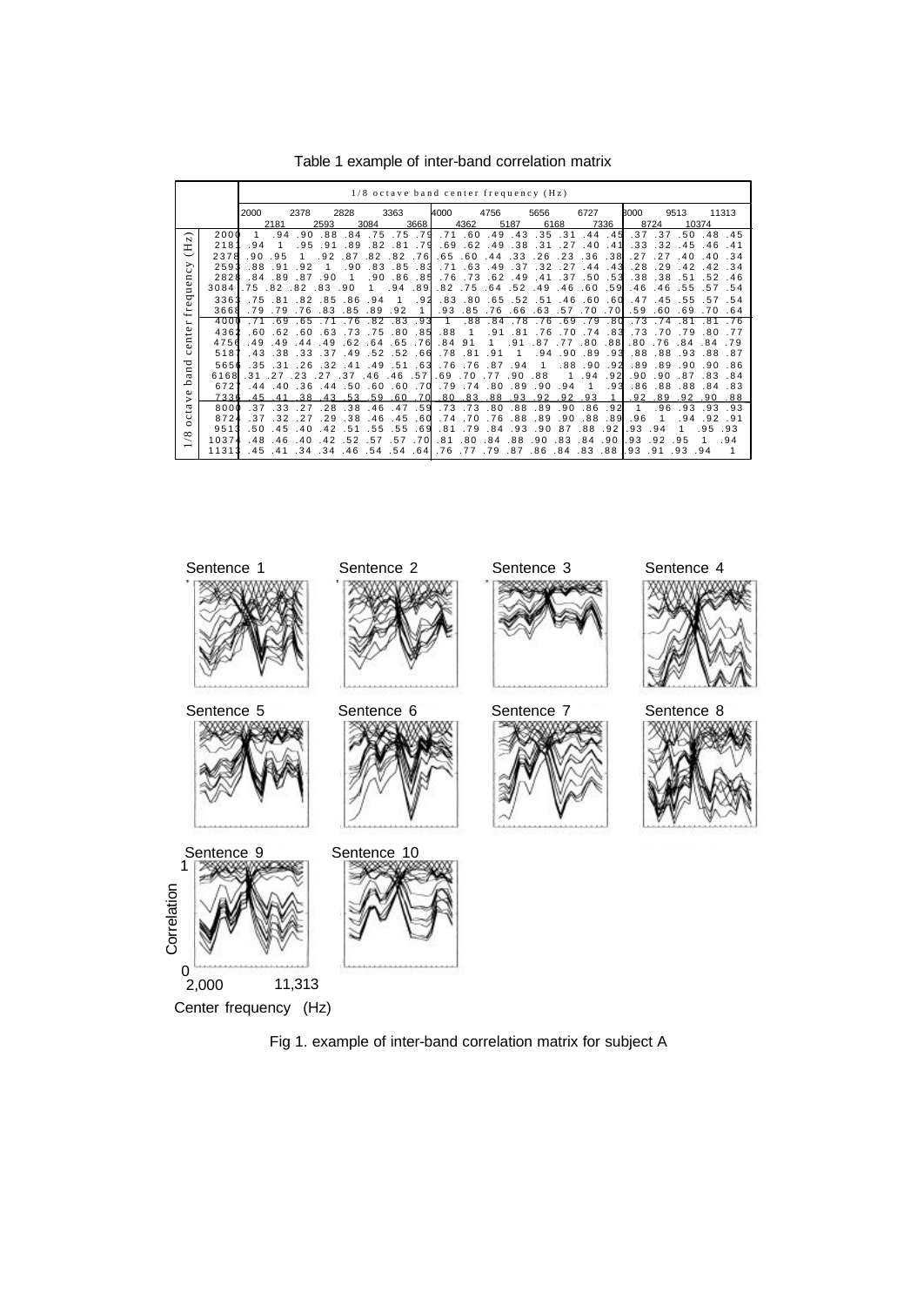Table 1 example of inter-band correlation matrix

| 1/8 octave band center frequency (Hz) | 2000 | 2181 | 2378 | 2593 | 2828 | 3084 | 3363 | 3668 | 4000 | 4362 | 4756 | 5187 | 5656 | 6168 | 6727 | 7336 | 8000 | 8724 | 9513 | 10374 | 11313 |
|---|---|---|---|---|---|---|---|---|---|---|---|---|---|---|---|---|---|---|---|---|---|
| 2000 | 1 | .94 | .90 | .88 | .84 | .75 | .75 | .79 | .71 | .60 | .49 | .43 | .35 | .31 | .44 | .45 | .37 | .37 | .50 | .48 | .45 |
| 2181 | .94 | 1 | .95 | .91 | .89 | .82 | .81 | .79 | .69 | .62 | .49 | .38 | .31 | .27 | .40 | .41 | .33 | .32 | .45 | .46 | .41 |
| 2378 | .90 | .95 | 1 | .92 | .87 | .82 | .82 | .76 | .65 | .60 | .44 | .33 | .26 | .23 | .36 | .38 | .27 | .27 | .40 | .40 | .34 |
| 2593 | .88 | .91 | .92 | 1 | .90 | .83 | .85 | .83 | .71 | .63 | .49 | .37 | .32 | .27 | .44 | .43 | .28 | .29 | .42 | .42 | .34 |
| 2828 | .84 | .89 | .87 | .90 | 1 | .90 | .86 | .85 | .76 | .73 | .62 | .49 | .41 | .37 | .50 | .53 | .38 | .38 | .51 | .52 | .46 |
| 3084 | .75 | .82 | .82 | .83 | .90 | 1 | .94 | .89 | .82 | .75 | .64 | .52 | .49 | .46 | .60 | .59 | .46 | .46 | .55 | .57 | .54 |
| 3363 | .75 | .81 | .82 | .85 | .86 | .94 | 1 | .92 | .83 | .80 | .65 | .52 | .51 | .46 | .60 | .60 | .47 | .45 | .55 | .57 | .54 |
| 3668 | .79 | .79 | .76 | .83 | .85 | .89 | .92 | 1 | .93 | .85 | .76 | .66 | .63 | .57 | .70 | .70 | .59 | .60 | .69 | .70 | .64 |
| 4000 | .71 | .69 | .65 | .71 | .76 | .82 | .83 | .93 | 1 | .88 | .84 | .78 | .76 | .69 | .79 | .80 | .73 | .74 | .81 | .81 | .76 |
| 4362 | .60 | .62 | .60 | .63 | .73 | .75 | .80 | .85 | .88 | 1 | .91 | .81 | .76 | .70 | .74 | .83 | .73 | .70 | .79 | .80 | .77 |
| 4756 | .49 | .49 | .44 | .49 | .62 | .64 | .65 | .76 | .84 | 91 | 1 | .91 | .87 | .77 | .80 | .88 | .80 | .76 | .84 | .84 | .79 |
| 5187 | .43 | .38 | .33 | .37 | .49 | .52 | .52 | .66 | .78 | .81 | .91 | 1 | .94 | .90 | .89 | .93 | .88 | .88 | .93 | .88 | .87 |
| 5656 | .35 | .31 | .26 | .32 | .41 | .49 | .51 | .63 | .76 | .76 | .87 | .94 | 1 | .88 | .90 | .92 | .89 | .89 | .90 | .90 | .86 |
| 6168 | .31 | .27 | .23 | .27 | .37 | .46 | .46 | .57 | .69 | .70 | .77 | .90 | .88 | 1 | .94 | .92 | .90 | .90 | .87 | .83 | .84 |
| 6727 | .44 | .40 | .36 | .44 | .50 | .60 | .60 | .70 | .79 | .74 | .80 | .89 | .90 | .94 | 1 | .93 | .86 | .88 | .88 | .84 | .83 |
| 7336 | .45 | .41 | .38 | .43 | .53 | .59 | .60 | .70 | .80 | .83 | .88 | .93 | .92 | .92 | .93 | 1 | .92 | .89 | .92 | .90 | .88 |
| 8000 | .37 | .33 | .27 | .28 | .38 | .46 | .47 | .59 | .73 | .73 | .80 | .88 | .89 | .90 | .86 | .92 | 1 | .96 | .93 | .93 | .93 |
| 8724 | .37 | .32 | .27 | .29 | .38 | .46 | .45 | .60 | .74 | .70 | .76 | .88 | .89 | .90 | .88 | .89 | .96 | 1 | .94 | .92 | .91 |
| 9513 | .50 | .45 | .40 | .42 | .51 | .55 | .55 | .69 | .81 | .79 | .84 | .93 | .90 | 87 | .88 | .92 | .93 | .94 | 1 | .95 | .93 |
| 10374 | .48 | .46 | .40 | .42 | .52 | .57 | .57 | .70 | .81 | .80 | .84 | .88 | .90 | .83 | .84 | .90 | .93 | .92 | .95 | 1 | .94 |
| 11313 | .45 | .41 | .34 | .34 | .46 | .54 | .54 | .64 | .76 | .77 | .79 | .87 | .86 | .84 | .83 | .88 | .93 | .91 | .93 | .94 | 1 |

Fig 1. example of inter-band correlation matrix for subject A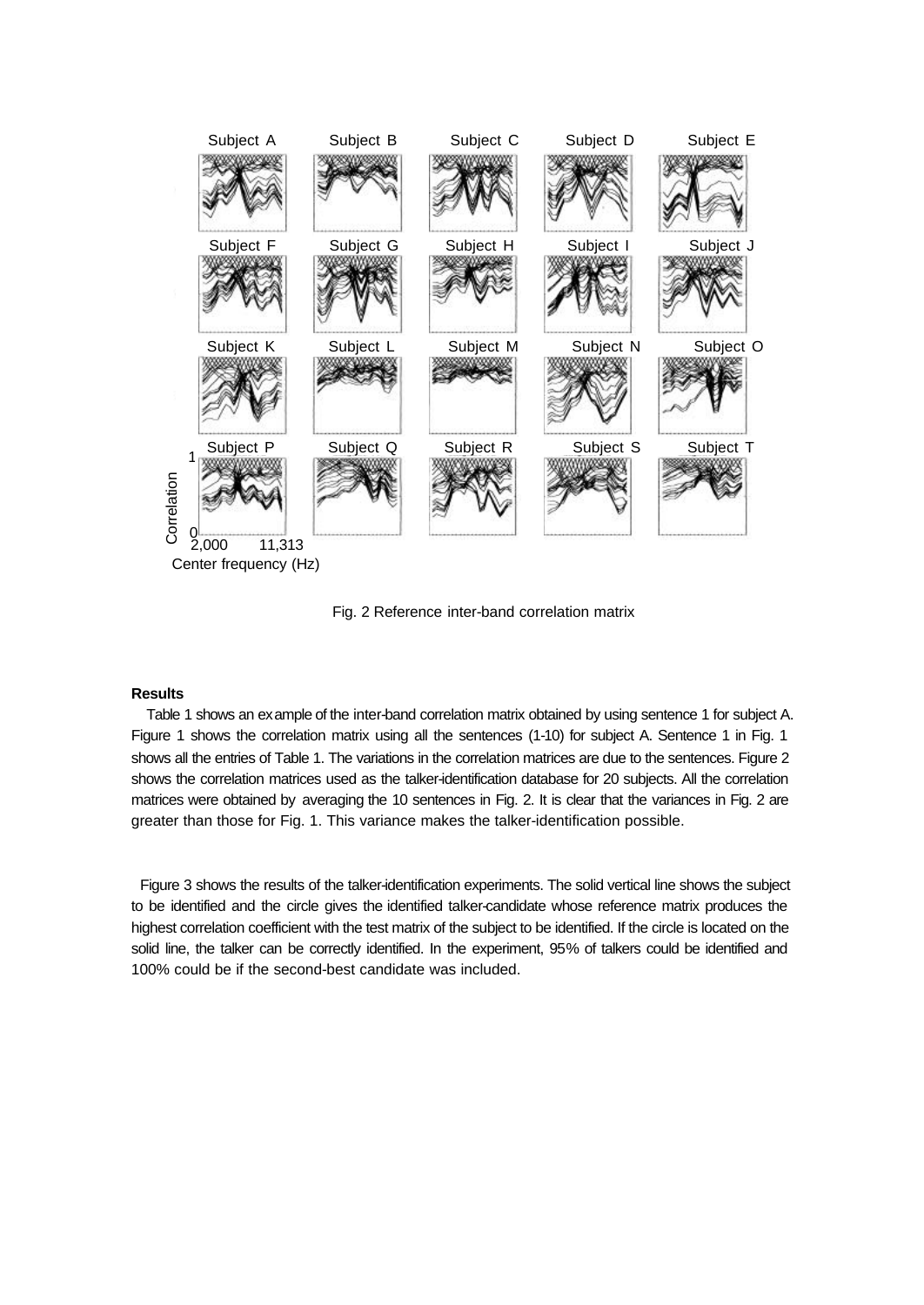Fig. 2 Reference inter-band correlation matrix

**Results**

Table 1 shows an example of the inter-band correlation matrix obtained by using sentence 1 for subject A. Figure 1 shows the correlation matrix using all the sentences (1-10) for subject A. Sentence 1 in Fig. 1 shows all the entries of Table 1. The variations in the correlation matrices are due to the sentences. Figure 2 shows the correlation matrices used as the talker-identification database for 20 subjects. All the correlation matrices were obtained by averaging the 10 sentences in Fig. 2. It is clear that the variances in Fig. 2 are greater than those for Fig. 1. This variance makes the talker-identification possible.

Figure 3 shows the results of the talker-identification experiments. The solid vertical line shows the subject to be identified and the circle gives the identified talker-candidate whose reference matrix produces the highest correlation coefficient with the test matrix of the subject to be identified. If the circle is located on the solid line, the talker can be correctly identified. In the experiment, 95% of talkers could be identified and 100% could be if the second-best candidate was included.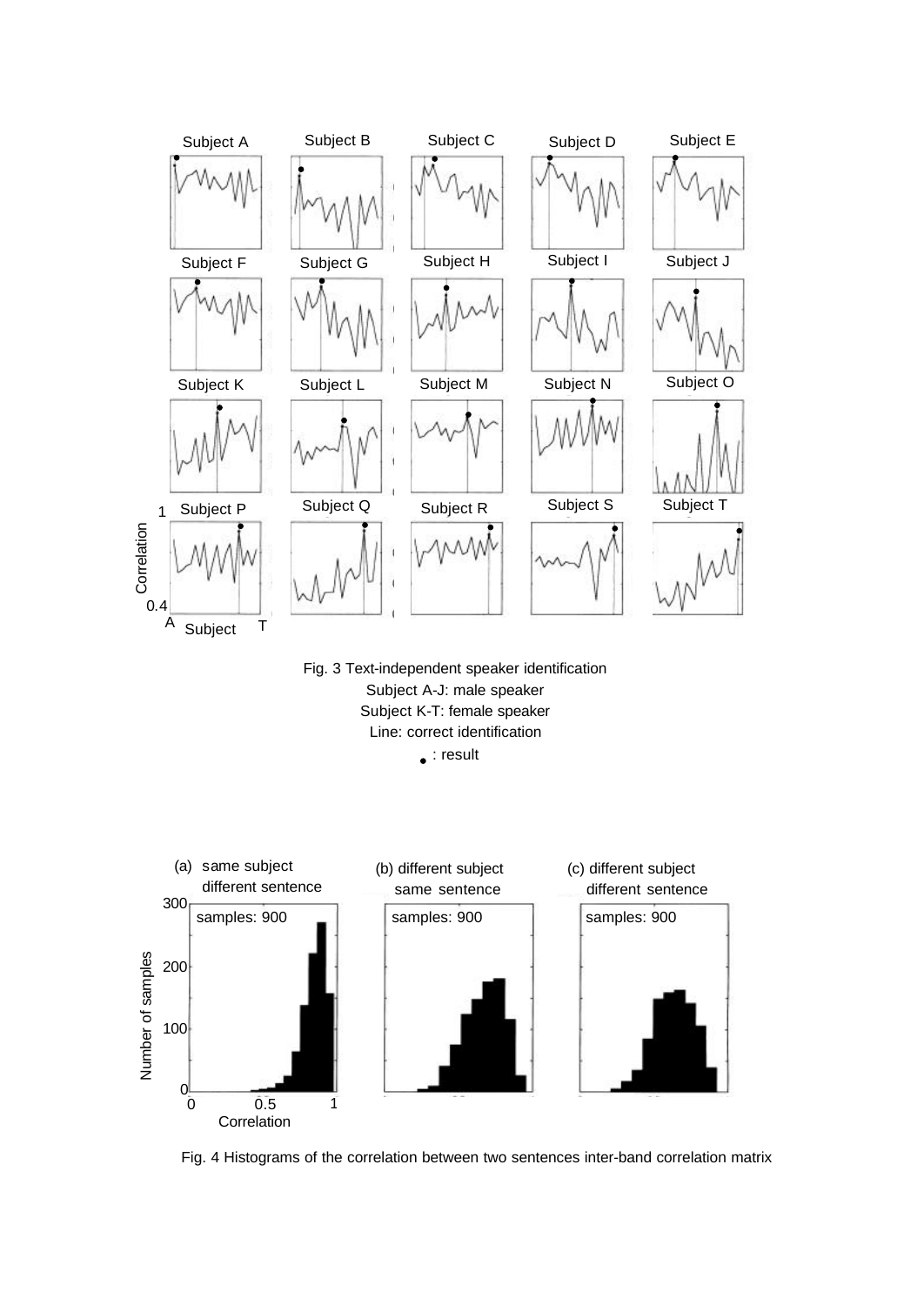Fig. 3 Text-independent speaker identification
Subject A-J: male speaker
Subject K-T: female speaker
Line: correct identification
• : result

Fig. 4 Histograms of the correlation between two sentences inter-band correlation matrix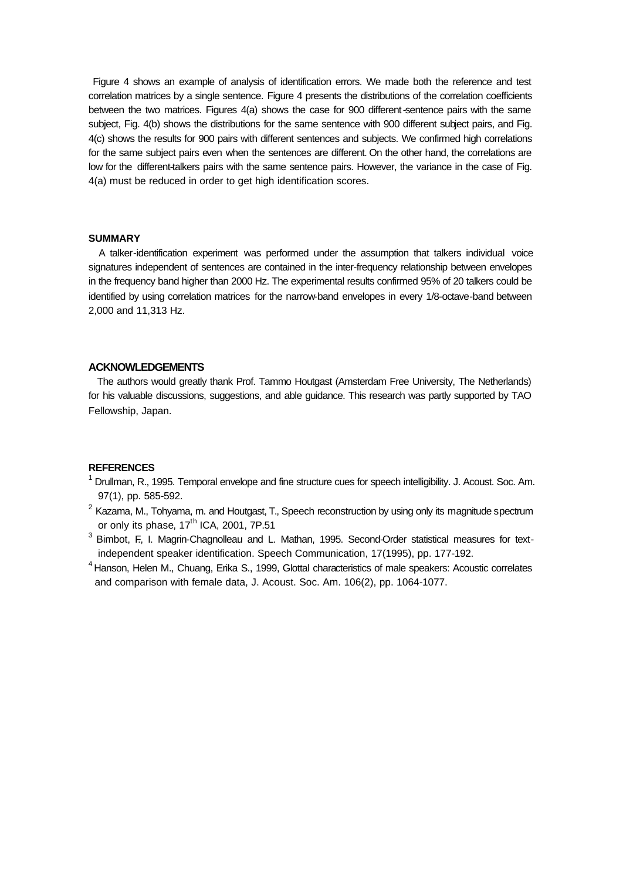Figure 4 shows an example of analysis of identification errors. We made both the reference and test correlation matrices by a single sentence. Figure 4 presents the distributions of the correlation coefficients between the two matrices. Figures 4(a) shows the case for 900 different-sentence pairs with the same subject, Fig. 4(b) shows the distributions for the same sentence with 900 different subject pairs, and Fig. 4(c) shows the results for 900 pairs with different sentences and subjects. We confirmed high correlations for the same subject pairs even when the sentences are different. On the other hand, the correlations are low for the different-talkers pairs with the same sentence pairs. However, the variance in the case of Fig. 4(a) must be reduced in order to get high identification scores.

**SUMMARY**

A talker-identification experiment was performed under the assumption that talkers individual voice signatures independent of sentences are contained in the inter-frequency relationship between envelopes in the frequency band higher than 2000 Hz. The experimental results confirmed 95% of 20 talkers could be identified by using correlation matrices for the narrow-band envelopes in every 1/8-octave-band between 2,000 and 11,313 Hz.

**ACKNOWLEDGEMENTS**

The authors would greatly thank Prof. Tammo Houtgast (Amsterdam Free University, The Netherlands) for his valuable discussions, suggestions, and able guidance. This research was partly supported by TAO Fellowship, Japan.

**REFERENCES**

[1] Drullman, R., 1995. Temporal envelope and fine structure cues for speech intelligibility. J. Acoust. Soc. Am. 97(1), pp. 585-592.

[2] Kazama, M., Tohyama, m. and Houtgast, T., Speech reconstruction by using only its magnitude spectrum or only its phase, 17th ICA, 2001, 7P.51

[3] Bimbot, F., I. Magrin-Chagnolleau and L. Mathan, 1995. Second-Order statistical measures for text-independent speaker identification. Speech Communication, 17(1995), pp. 177-192.

[4] Hanson, Helen M., Chuang, Erika S., 1999, Glottal characteristics of male speakers: Acoustic correlates and comparison with female data, J. Acoust. Soc. Am. 106(2), pp. 1064-1077.